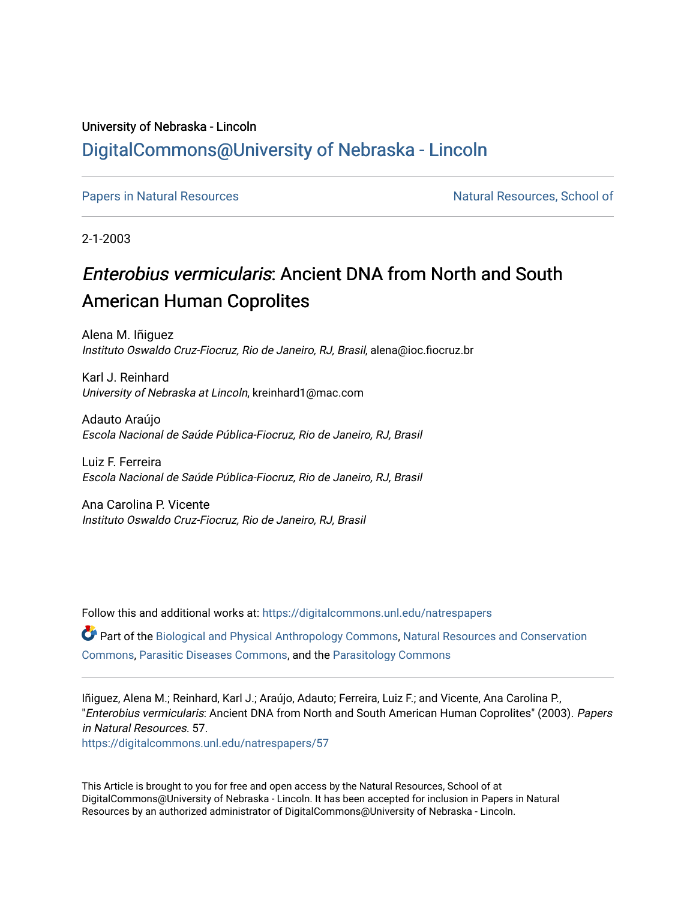University of Nebraska - Lincoln

## DigitalCommons@University of Nebraska - Lincoln

Papers in Natural Resources

Natural Resources, School of

2-1-2003

# *Enterobius vermicularis*: Ancient DNA from North and South American Human Coprolites

Alena M. Iñiguez
*Instituto Oswaldo Cruz-Fiocruz, Rio de Janeiro, RJ, Brasil*, alena@ioc.fiocruz.br

Karl J. Reinhard
*University of Nebraska at Lincoln*, kreinhard1@mac.com

Adauto Araújo
*Escola Nacional de Saúde Pública-Fiocruz, Rio de Janeiro, RJ, Brasil*

Luiz F. Ferreira
*Escola Nacional de Saúde Pública-Fiocruz, Rio de Janeiro, RJ, Brasil*

Ana Carolina P. Vicente
*Instituto Oswaldo Cruz-Fiocruz, Rio de Janeiro, RJ, Brasil*

Follow this and additional works at: https://digitalcommons.unl.edu/natrespapers

Part of the Biological and Physical Anthropology Commons, Natural Resources and Conservation Commons, Parasitic Diseases Commons, and the Parasitology Commons

Iñiguez, Alena M.; Reinhard, Karl J.; Araújo, Adauto; Ferreira, Luiz F.; and Vicente, Ana Carolina P., "*Enterobius vermicularis*: Ancient DNA from North and South American Human Coprolites" (2003). *Papers in Natural Resources*. 57.
https://digitalcommons.unl.edu/natrespapers/57

This Article is brought to you for free and open access by the Natural Resources, School of at DigitalCommons@University of Nebraska - Lincoln. It has been accepted for inclusion in Papers in Natural Resources by an authorized administrator of DigitalCommons@University of Nebraska - Lincoln.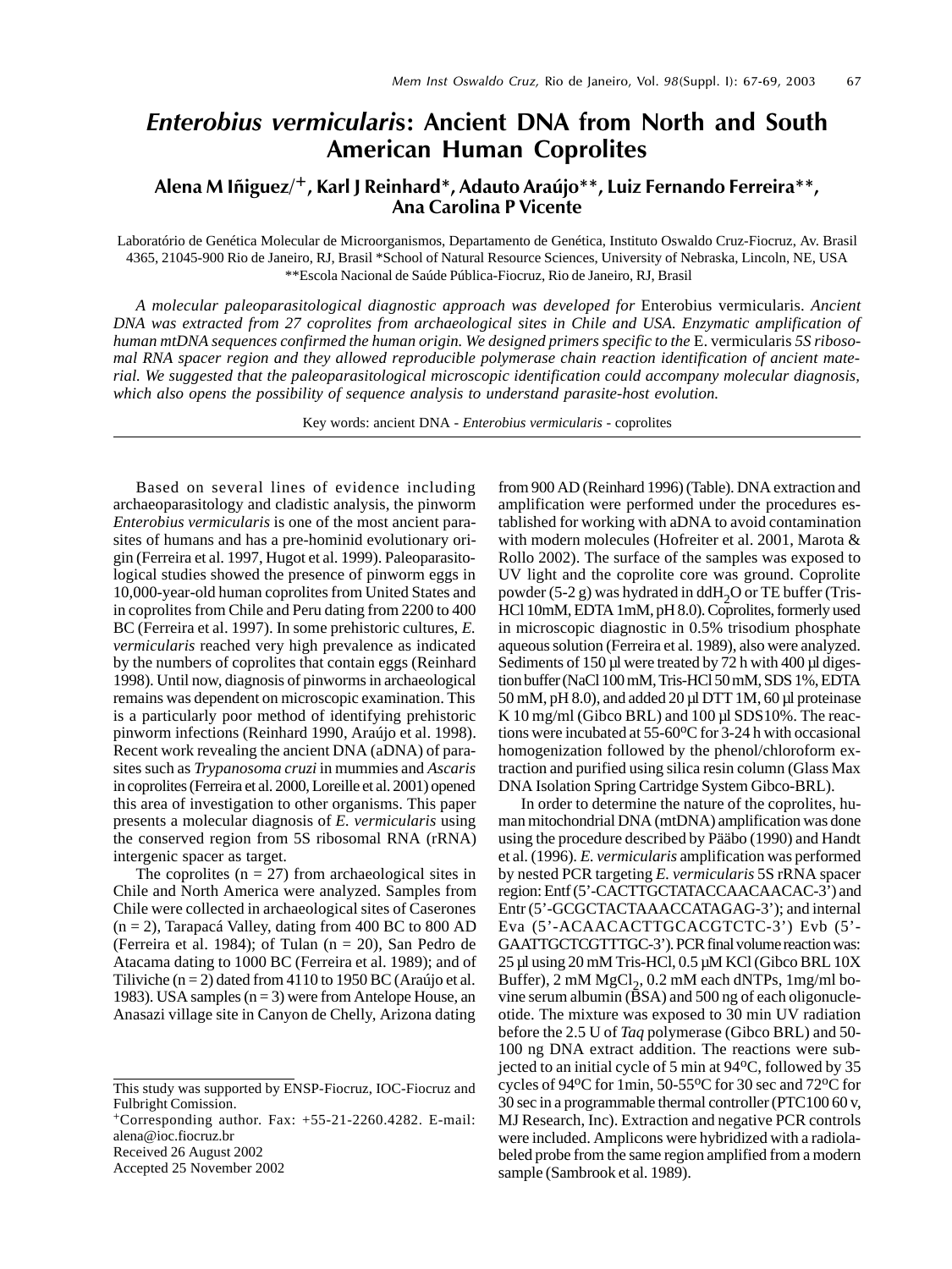# *Enterobius vermicularis*: Ancient DNA from North and South American Human Coprolites

**Alena M Iñiguez/[+], Karl J Reinhard*, Adauto Araújo**, Luiz Fernando Ferreira**, Ana Carolina P Vicente**

Laboratório de Genética Molecular de Microorganismos, Departamento de Genética, Instituto Oswaldo Cruz-Fiocruz, Av. Brasil 4365, 21045-900 Rio de Janeiro, RJ, Brasil *School of Natural Resource Sciences, University of Nebraska, Lincoln, NE, USA **Escola Nacional de Saúde Pública-Fiocruz, Rio de Janeiro, RJ, Brasil

*A molecular paleoparasitological diagnostic approach was developed for* Enterobius vermicularis. *Ancient DNA was extracted from 27 coprolites from archaeological sites in Chile and USA. Enzymatic amplification of human mtDNA sequences confirmed the human origin. We designed primers specific to the* E. vermicularis *5S ribosomal RNA spacer region and they allowed reproducible polymerase chain reaction identification of ancient material. We suggested that the paleoparasitological microscopic identification could accompany molecular diagnosis, which also opens the possibility of sequence analysis to understand parasite-host evolution.*

Key words: ancient DNA - *Enterobius vermicularis* - coprolites

Based on several lines of evidence including archaeoparasitology and cladistic analysis, the pinworm *Enterobius vermicularis* is one of the most ancient parasites of humans and has a pre-hominid evolutionary origin (Ferreira et al. 1997, Hugot et al. 1999). Paleoparasitological studies showed the presence of pinworm eggs in 10,000-year-old human coprolites from United States and in coprolites from Chile and Peru dating from 2200 to 400 BC (Ferreira et al. 1997). In some prehistoric cultures, *E. vermicularis* reached very high prevalence as indicated by the numbers of coprolites that contain eggs (Reinhard 1998). Until now, diagnosis of pinworms in archaeological remains was dependent on microscopic examination. This is a particularly poor method of identifying prehistoric pinworm infections (Reinhard 1990, Araújo et al. 1998). Recent work revealing the ancient DNA (aDNA) of parasites such as *Trypanosoma cruzi* in mummies and *Ascaris* in coprolites (Ferreira et al. 2000, Loreille et al. 2001) opened this area of investigation to other organisms. This paper presents a molecular diagnosis of *E. vermicularis* using the conserved region from 5S ribosomal RNA (rRNA) intergenic spacer as target.

The coprolites (n = 27) from archaeological sites in Chile and North America were analyzed. Samples from Chile were collected in archaeological sites of Caserones (n = 2), Tarapacá Valley, dating from 400 BC to 800 AD (Ferreira et al. 1984); of Tulan (n = 20), San Pedro de Atacama dating to 1000 BC (Ferreira et al. 1989); and of Tiliviche (n = 2) dated from 4110 to 1950 BC (Araújo et al. 1983). USA samples (n = 3) were from Antelope House, an Anasazi village site in Canyon de Chelly, Arizona dating from 900 AD (Reinhard 1996) (Table). DNA extraction and amplification were performed under the procedures established for working with aDNA to avoid contamination with modern molecules (Hofreiter et al. 2001, Marota & Rollo 2002). The surface of the samples was exposed to UV light and the coprolite core was ground. Coprolite powder (5-2 g) was hydrated in dd$H_2O$ or TE buffer (Tris-HCl 10mM, EDTA 1mM, pH 8.0). Coprolites, formerly used in microscopic diagnostic in 0.5% trisodium phosphate aqueous solution (Ferreira et al. 1989), also were analyzed. Sediments of 150 µl were treated by 72 h with 400 µl digestion buffer (NaCl 100 mM, Tris-HCl 50 mM, SDS 1%, EDTA 50 mM, pH 8.0), and added 20 µl DTT 1M, 60 µl proteinase K 10 mg/ml (Gibco BRL) and 100 µl SDS10%. The reactions were incubated at 55-60ºC for 3-24 h with occasional homogenization followed by the phenol/chloroform extraction and purified using silica resin column (Glass Max DNA Isolation Spring Cartridge System Gibco-BRL).

In order to determine the nature of the coprolites, human mitochondrial DNA (mtDNA) amplification was done using the procedure described by Pääbo (1990) and Handt et al. (1996). *E. vermicularis* amplification was performed by nested PCR targeting *E. vermicularis* 5S rRNA spacer region: Entf (5'-CACTTGCTATACCAACAACAC-3') and Entr (5'-GCGCTACTAAACCATAGAG-3'); and internal Eva (5'-ACAACACTTGCACGTCTC-3') Evb (5'-GAATTGCTCGTTTGC-3'). PCR final volume reaction was: 25 µl using 20 mM Tris-HCl, 0.5 µM KCl (Gibco BRL 10X Buffer), 2 mM $MgCl_2$, 0.2 mM each dNTPs, 1mg/ml bovine serum albumin (BSA) and 500 ng of each oligonucleotide. The mixture was exposed to 30 min UV radiation before the 2.5 U of *Taq* polymerase (Gibco BRL) and 50-100 ng DNA extract addition. The reactions were subjected to an initial cycle of 5 min at 94ºC, followed by 35 cycles of 94ºC for 1min, 50-55ºC for 30 sec and 72ºC for 30 sec in a programmable thermal controller (PTC100 60 v, MJ Research, Inc). Extraction and negative PCR controls were included. Amplicons were hybridized with a radiolabeled probe from the same region amplified from a modern sample (Sambrook et al. 1989).

---

This study was supported by ENSP-Fiocruz, IOC-Fiocruz and Fulbright Comission.

[+]Corresponding author. Fax: +55-21-2260.4282. E-mail: alena@ioc.fiocruz.br

Received 26 August 2002

Accepted 25 November 2002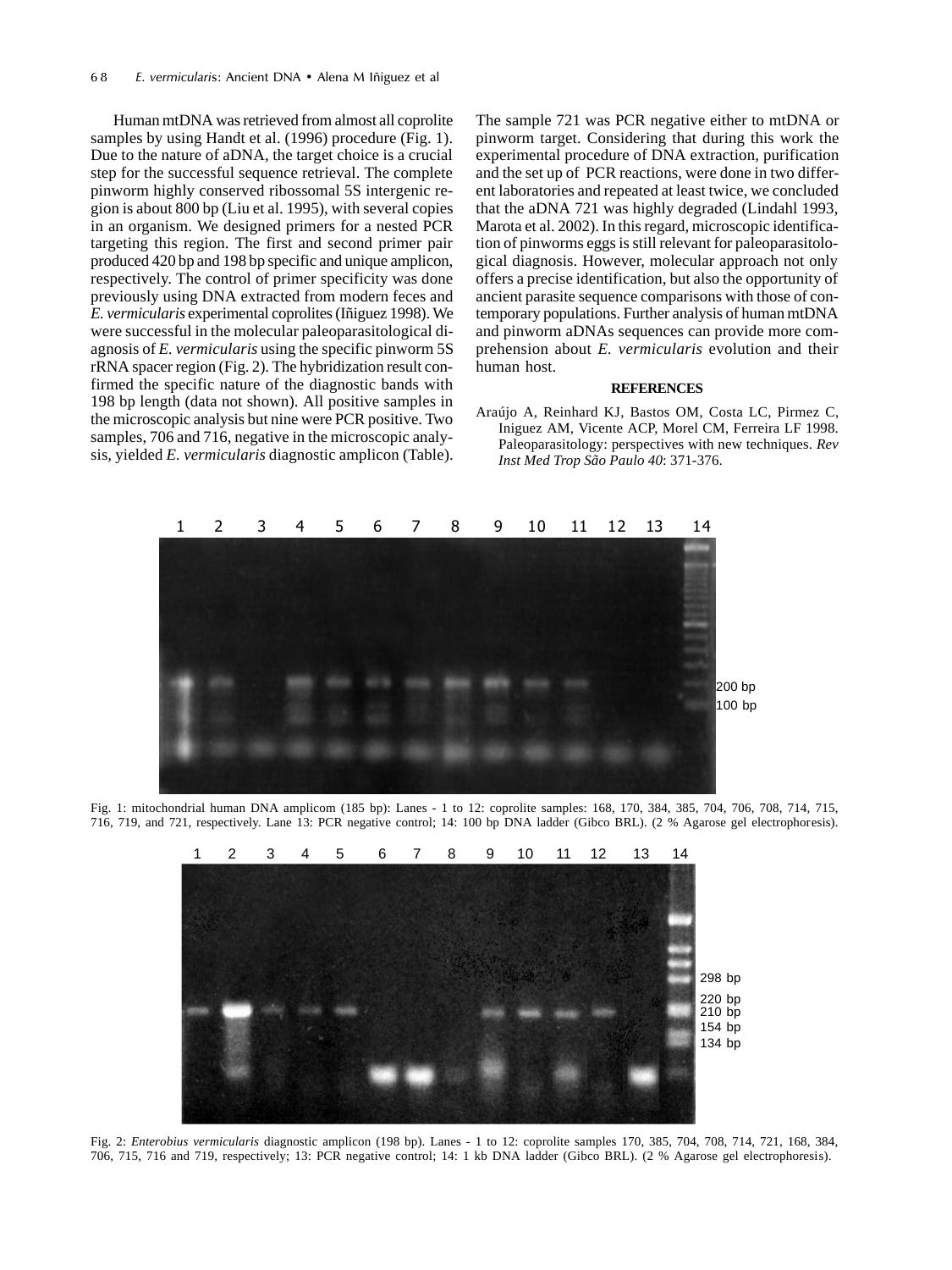Human mtDNA was retrieved from almost all coprolite samples by using Handt et al. (1996) procedure (Fig. 1). Due to the nature of aDNA, the target choice is a crucial step for the successful sequence retrieval. The complete pinworm highly conserved ribossomal 5S intergenic region is about 800 bp (Liu et al. 1995), with several copies in an organism. We designed primers for a nested PCR targeting this region. The first and second primer pair produced 420 bp and 198 bp specific and unique amplicon, respectively. The control of primer specificity was done previously using DNA extracted from modern feces and *E. vermicularis* experimental coprolites (Iñiguez 1998). We were successful in the molecular paleoparasitological diagnosis of *E. vermicularis* using the specific pinworm 5S rRNA spacer region (Fig. 2). The hybridization result confirmed the specific nature of the diagnostic bands with 198 bp length (data not shown). All positive samples in the microscopic analysis but nine were PCR positive. Two samples, 706 and 716, negative in the microscopic analysis, yielded *E. vermicularis* diagnostic amplicon (Table).

The sample 721 was PCR negative either to mtDNA or pinworm target. Considering that during this work the experimental procedure of DNA extraction, purification and the set up of PCR reactions, were done in two different laboratories and repeated at least twice, we concluded that the aDNA 721 was highly degraded (Lindahl 1993, Marota et al. 2002). In this regard, microscopic identification of pinworms eggs is still relevant for paleoparasitological diagnosis. However, molecular approach not only offers a precise identification, but also the opportunity of ancient parasite sequence comparisons with those of contemporary populations. Further analysis of human mtDNA and pinworm aDNAs sequences can provide more comprehension about *E. vermicularis* evolution and their human host.

## REFERENCES

Araújo A, Reinhard KJ, Bastos OM, Costa LC, Pirmez C, Iniguez AM, Vicente ACP, Morel CM, Ferreira LF 1998. Paleoparasitology: perspectives with new techniques. *Rev Inst Med Trop São Paulo 40*: 371-376.

Fig. 1: mitochondrial human DNA amplicom (185 bp): Lanes - 1 to 12: coprolite samples: 168, 170, 384, 385, 704, 706, 708, 714, 715, 716, 719, and 721, respectively. Lane 13: PCR negative control; 14: 100 bp DNA ladder (Gibco BRL). (2 % Agarose gel electrophoresis).

Fig. 2: *Enterobius vermicularis* diagnostic amplicon (198 bp). Lanes - 1 to 12: coprolite samples 170, 385, 704, 708, 714, 721, 168, 384, 706, 715, 716 and 719, respectively; 13: PCR negative control; 14: 1 kb DNA ladder (Gibco BRL). (2 % Agarose gel electrophoresis).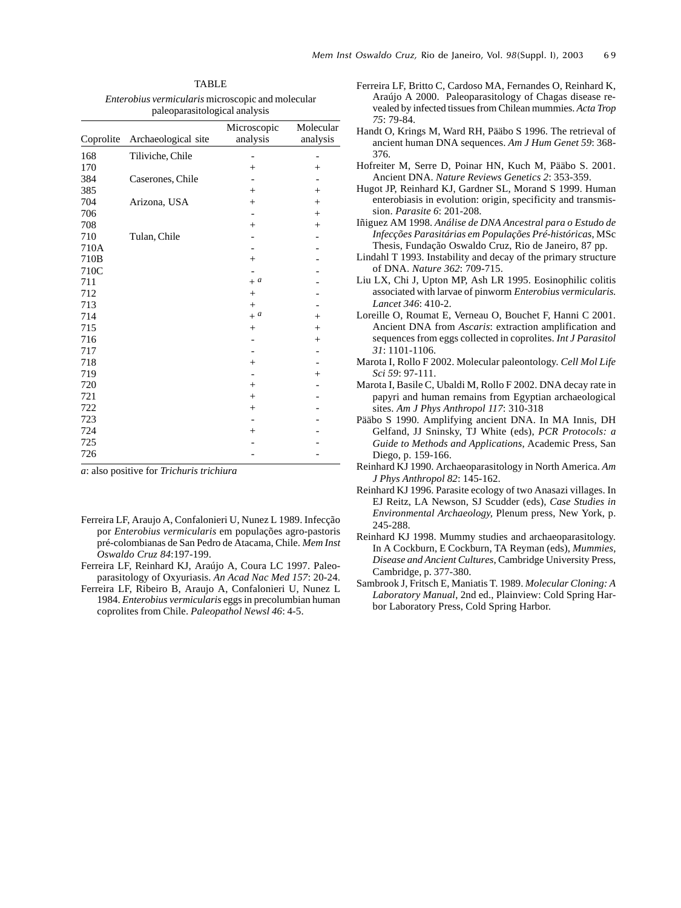TABLE

*Enterobius vermicularis* microscopic and molecular paleoparasitological analysis

| Coprolite | Archaeological site | Microscopic analysis | Molecular analysis |
|---|---|---|---|
| 168 | Tiliviche, Chile | - | - |
| 170 | | + | + |
| 384 | Caserones, Chile | - | - |
| 385 | | + | + |
| 704 | Arizona, USA | + | + |
| 706 | | - | + |
| 708 | | + | + |
| 710 | Tulan, Chile | - | - |
| 710A | | - | - |
| 710B | | + | - |
| 710C | | - | - |
| 711 | | + [a] | - |
| 712 | | + | - |
| 713 | | + | - |
| 714 | | + [a] | + |
| 715 | | + | + |
| 716 | | - | + |
| 717 | | - | - |
| 718 | | + | - |
| 719 | | - | + |
| 720 | | + | - |
| 721 | | + | - |
| 722 | | + | - |
| 723 | | - | - |
| 724 | | + | - |
| 725 | | - | - |
| 726 | | - | - |

*a*: also positive for *Trichuris trichiura*

Ferreira LF, Araujo A, Confalonieri U, Nunez L 1989. Infecção por *Enterobius vermicularis* em populações agro-pastoris pré-colombianas de San Pedro de Atacama, Chile. *Mem Inst Oswaldo Cruz 84*:197-199.

Ferreira LF, Reinhard KJ, Araújo A, Coura LC 1997. Paleoparasitology of Oxyuriasis. *An Acad Nac Med 157*: 20-24.

Ferreira LF, Ribeiro B, Araujo A, Confalonieri U, Nunez L 1984. *Enterobius vermicularis* eggs in precolumbian human coprolites from Chile. *Paleopathol Newsl 46*: 4-5.

Ferreira LF, Britto C, Cardoso MA, Fernandes O, Reinhard K, Araújo A 2000. Paleoparasitology of Chagas disease revealed by infected tissues from Chilean mummies. *Acta Trop 75*: 79-84.

Handt O, Krings M, Ward RH, Pääbo S 1996. The retrieval of ancient human DNA sequences. *Am J Hum Genet 59*: 368-376.

Hofreiter M, Serre D, Poinar HN, Kuch M, Pääbo S. 2001. Ancient DNA. *Nature Reviews Genetics 2*: 353-359.

Hugot JP, Reinhard KJ, Gardner SL, Morand S 1999. Human enterobiasis in evolution: origin, specificity and transmission. *Parasite 6*: 201-208.

Iñiguez AM 1998. *Análise de DNA Ancestral para o Estudo de Infecções Parasitárias em Populações Pré-históricas*, MSc Thesis, Fundação Oswaldo Cruz, Rio de Janeiro, 87 pp.

Lindahl T 1993. Instability and decay of the primary structure of DNA. *Nature 362*: 709-715.

Liu LX, Chi J, Upton MP, Ash LR 1995. Eosinophilic colitis associated with larvae of pinworm *Enterobius vermicularis. Lancet 346*: 410-2.

Loreille O, Roumat E, Verneau O, Bouchet F, Hanni C 2001. Ancient DNA from *Ascaris*: extraction amplification and sequences from eggs collected in coprolites. *Int J Parasitol 31*: 1101-1106.

Marota I, Rollo F 2002. Molecular paleontology. *Cell Mol Life Sci 59*: 97-111.

Marota I, Basile C, Ubaldi M, Rollo F 2002. DNA decay rate in papyri and human remains from Egyptian archaeological sites. *Am J Phys Anthropol 117*: 310-318

Pääbo S 1990. Amplifying ancient DNA. In MA Innis, DH Gelfand, JJ Sninsky, TJ White (eds), *PCR Protocols: a Guide to Methods and Applications*, Academic Press, San Diego, p. 159-166.

Reinhard KJ 1990. Archaeoparasitology in North America. *Am J Phys Anthropol 82*: 145-162.

Reinhard KJ 1996. Parasite ecology of two Anasazi villages. In EJ Reitz, LA Newson, SJ Scudder (eds), *Case Studies in Environmental Archaeology*, Plenum press, New York, p. 245-288.

Reinhard KJ 1998. Mummy studies and archaeoparasitology. In A Cockburn, E Cockburn, TA Reyman (eds), *Mummies, Disease and Ancient Cultures*, Cambridge University Press, Cambridge, p. 377-380.

Sambrook J, Fritsch E, Maniatis T. 1989. *Molecular Cloning: A Laboratory Manual*, 2nd ed., Plainview: Cold Spring Harbor Laboratory Press, Cold Spring Harbor.